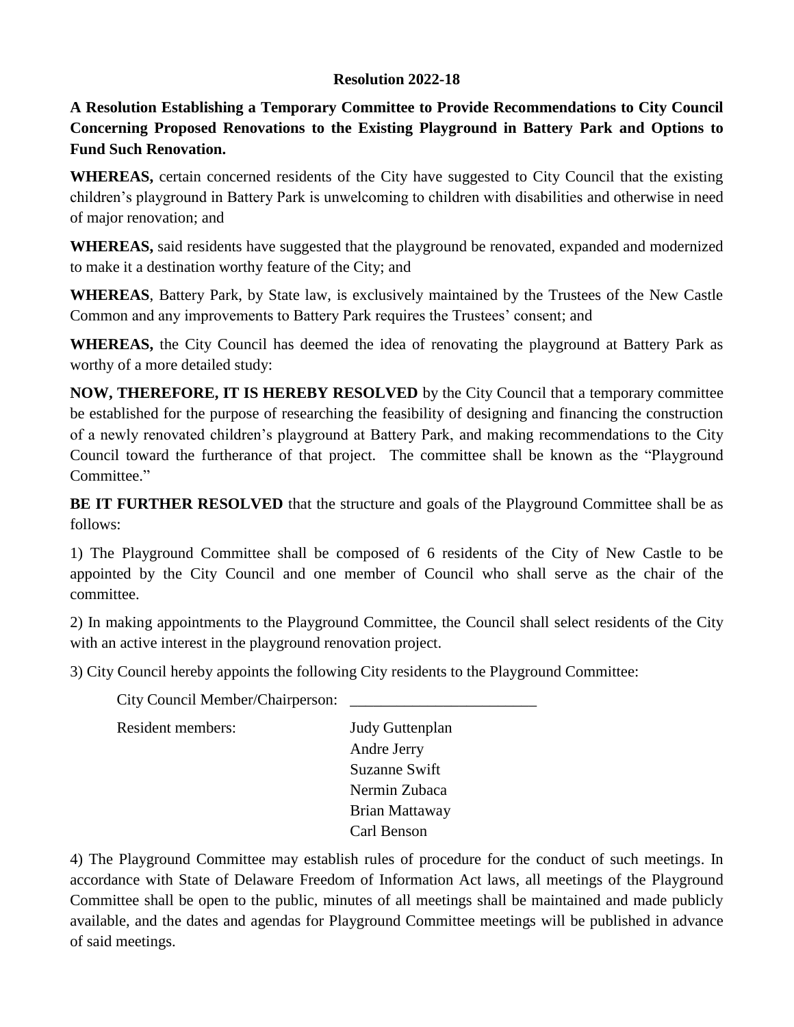**Resolution 2022-18**

**A Resolution Establishing a Temporary Committee to Provide Recommendations to City Council Concerning Proposed Renovations to the Existing Playground in Battery Park and Options to Fund Such Renovation.**

**WHEREAS,** certain concerned residents of the City have suggested to City Council that the existing children's playground in Battery Park is unwelcoming to children with disabilities and otherwise in need of major renovation; and

**WHEREAS,** said residents have suggested that the playground be renovated, expanded and modernized to make it a destination worthy feature of the City; and

**WHEREAS**, Battery Park, by State law, is exclusively maintained by the Trustees of the New Castle Common and any improvements to Battery Park requires the Trustees' consent; and

**WHEREAS,** the City Council has deemed the idea of renovating the playground at Battery Park as worthy of a more detailed study:

**NOW, THEREFORE, IT IS HEREBY RESOLVED** by the City Council that a temporary committee be established for the purpose of researching the feasibility of designing and financing the construction of a newly renovated children's playground at Battery Park, and making recommendations to the City Council toward the furtherance of that project. The committee shall be known as the "Playground Committee."

**BE IT FURTHER RESOLVED** that the structure and goals of the Playground Committee shall be as follows:

1) The Playground Committee shall be composed of 6 residents of the City of New Castle to be appointed by the City Council and one member of Council who shall serve as the chair of the committee.

2) In making appointments to the Playground Committee, the Council shall select residents of the City with an active interest in the playground renovation project.

3) City Council hereby appoints the following City residents to the Playground Committee:

City Council Member/Chairperson: ________________________

Resident members:
- Judy Guttenplan
- Andre Jerry
- Suzanne Swift
- Nermin Zubaca
- Brian Mattaway
- Carl Benson

4) The Playground Committee may establish rules of procedure for the conduct of such meetings. In accordance with State of Delaware Freedom of Information Act laws, all meetings of the Playground Committee shall be open to the public, minutes of all meetings shall be maintained and made publicly available, and the dates and agendas for Playground Committee meetings will be published in advance of said meetings.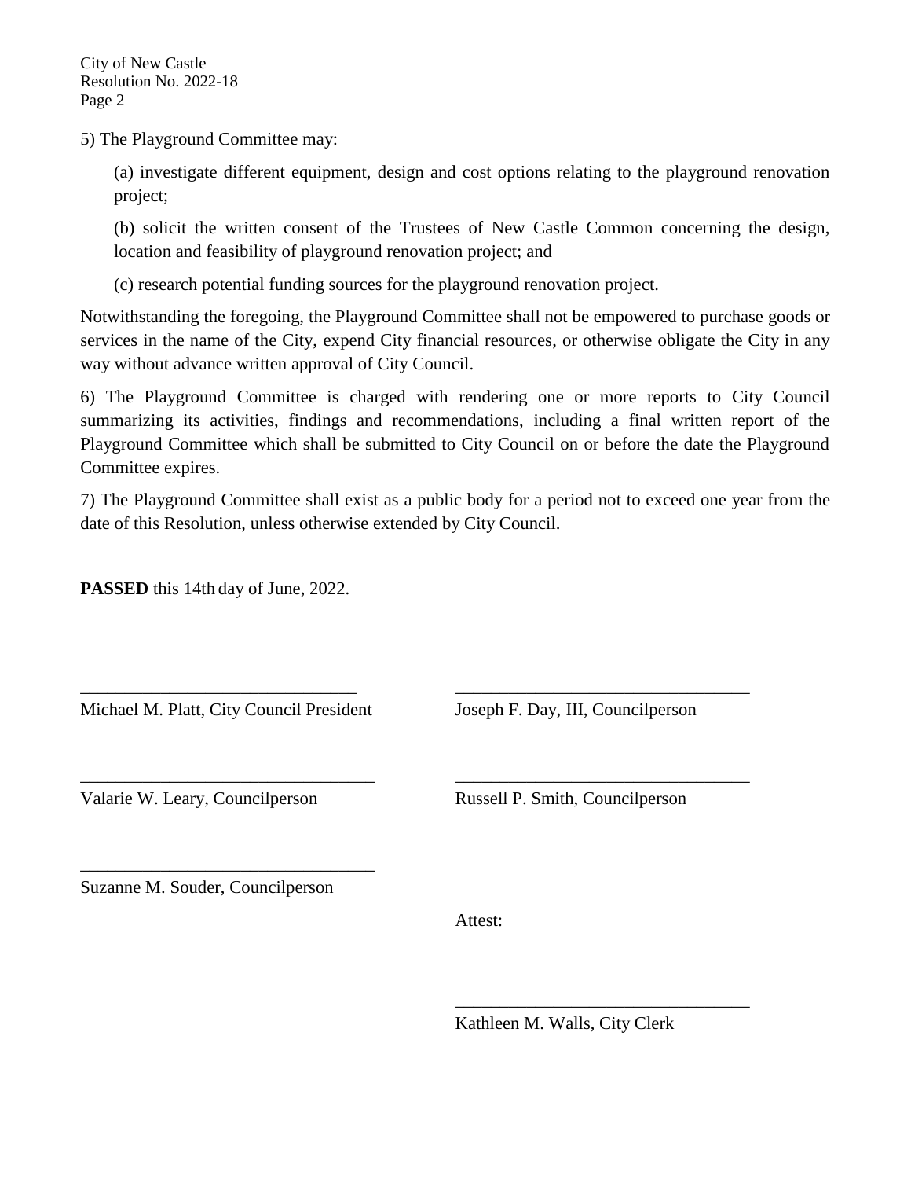5) The Playground Committee may:

(a) investigate different equipment, design and cost options relating to the playground renovation project;

(b) solicit the written consent of the Trustees of New Castle Common concerning the design, location and feasibility of playground renovation project; and

(c) research potential funding sources for the playground renovation project.

Notwithstanding the foregoing, the Playground Committee shall not be empowered to purchase goods or services in the name of the City, expend City financial resources, or otherwise obligate the City in any way without advance written approval of City Council.

6) The Playground Committee is charged with rendering one or more reports to City Council summarizing its activities, findings and recommendations, including a final written report of the Playground Committee which shall be submitted to City Council on or before the date the Playground Committee expires.

7) The Playground Committee shall exist as a public body for a period not to exceed one year from the date of this Resolution, unless otherwise extended by City Council.

**PASSED** this 14th day of June, 2022.

\_\_\_\_\_\_\_\_\_\_\_\_\_\_\_\_\_\_\_\_\_\_\_\_\_\_\_\_\_\_
Michael M. Platt, City Council President

\_\_\_\_\_\_\_\_\_\_\_\_\_\_\_\_\_\_\_\_\_\_\_\_\_\_\_\_\_\_
Joseph F. Day, III, Councilperson

\_\_\_\_\_\_\_\_\_\_\_\_\_\_\_\_\_\_\_\_\_\_\_\_\_\_\_\_\_\_
Valarie W. Leary, Councilperson

\_\_\_\_\_\_\_\_\_\_\_\_\_\_\_\_\_\_\_\_\_\_\_\_\_\_\_\_\_\_
Russell P. Smith, Councilperson

\_\_\_\_\_\_\_\_\_\_\_\_\_\_\_\_\_\_\_\_\_\_\_\_\_\_\_\_\_\_
Suzanne M. Souder, Councilperson

Attest:

\_\_\_\_\_\_\_\_\_\_\_\_\_\_\_\_\_\_\_\_\_\_\_\_\_\_\_\_\_\_
Kathleen M. Walls, City Clerk